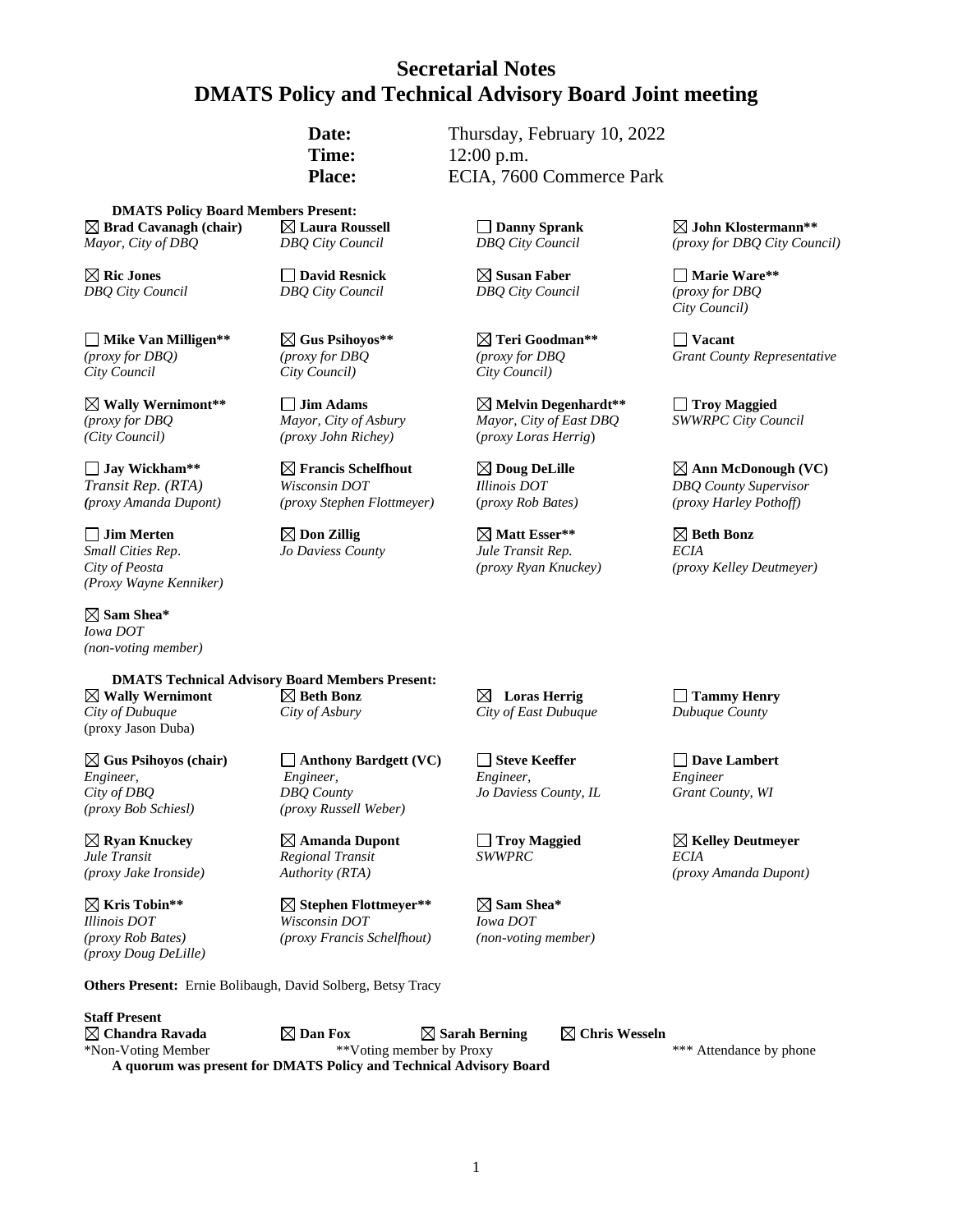# Secretarial Notes
# DMATS Policy and Technical Advisory Board Joint meeting

**Date:** Thursday, February 10, 2022
**Time:** 12:00 p.m.
**Place:** ECIA, 7600 Commerce Park

**DMATS Policy Board Members Present:**

☒ **Brad Cavanagh (chair)**
*Mayor, City of DBQ*

☒ **Laura Roussell**
*DBQ City Council*

☐ **Danny Sprank**
*DBQ City Council*

☒ **John Klostermann****
*(proxy for DBQ City Council)*

☒ **Ric Jones**
*DBQ City Council*

☐ **David Resnick**
*DBQ City Council*

☒ **Susan Faber**
*DBQ City Council*

☐ **Marie Ware****
*(proxy for DBQ City Council)*

☐ **Mike Van Milligen****
*(proxy for DBQ) City Council*

☒ **Gus Psihoyos****
*(proxy for DBQ City Council)*

☒ **Teri Goodman****
*(proxy for DBQ City Council)*

☐ **Vacant**
*Grant County Representative*

☒ **Wally Wernimont****
*(proxy for DBQ (City Council)*

☐ **Jim Adams**
*Mayor, City of Asbury (proxy John Richey)*

☒ **Melvin Degenhardt****
*Mayor, City of East DBQ (proxy Loras Herrig)*

☐ **Troy Maggied**
*SWWRPC City Council*

☐ **Jay Wickham****
*Transit Rep. (RTA) (proxy Amanda Dupont)*

☒ **Francis Schelfhout**
*Wisconsin DOT (proxy Stephen Flottmeyer)*

☒ **Doug DeLille**
*Illinois DOT (proxy Rob Bates)*

☒ **Ann McDonough (VC)**
*DBQ County Supervisor (proxy Harley Pothoff)*

☐ **Jim Merten**
*Small Cities Rep. City of Peosta (Proxy Wayne Kenniker)*

☒ **Don Zillig**
*Jo Daviess County*

☒ **Matt Esser****
*Jule Transit Rep. (proxy Ryan Knuckey)*

☒ **Beth Bonz**
*ECIA (proxy Kelley Deutmeyer)*

☒ **Sam Shea***
*Iowa DOT (non-voting member)*

**DMATS Technical Advisory Board Members Present:**

☒ **Wally Wernimont**
*City of Dubuque*
(proxy Jason Duba)

☒ **Beth Bonz**
*City of Asbury*

☒ **Loras Herrig**
*City of East Dubuque*

☐ **Tammy Henry**
*Dubuque County*

☒ **Gus Psihoyos (chair)**
*Engineer, City of DBQ (proxy Bob Schiesl)*

☐ **Anthony Bardgett (VC)**
*Engineer, DBQ County (proxy Russell Weber)*

☐ **Steve Keeffer**
*Engineer, Jo Daviess County, IL*

☐ **Dave Lambert**
*Engineer Grant County, WI*

☒ **Ryan Knuckey**
*Jule Transit (proxy Jake Ironside)*

☒ **Amanda Dupont**
*Regional Transit Authority (RTA)*

☐ **Troy Maggied**
*SWWPRC*

☒ **Kelley Deutmeyer**
*ECIA (proxy Amanda Dupont)*

☒ **Kris Tobin****
*Illinois DOT (proxy Rob Bates) (proxy Doug DeLille)*

☒ **Stephen Flottmeyer****
*Wisconsin DOT (proxy Francis Schelfhout)*

☒ **Sam Shea***
*Iowa DOT (non-voting member)*

**Others Present:** Ernie Bolibaugh, David Solberg, Betsy Tracy

**Staff Present**
☒ **Chandra Ravada** ☒ **Dan Fox** ☒ **Sarah Berning** ☒ **Chris Wesseln**

*Non-Voting Member **Voting member by Proxy *** Attendance by phone

**A quorum was present for DMATS Policy and Technical Advisory Board**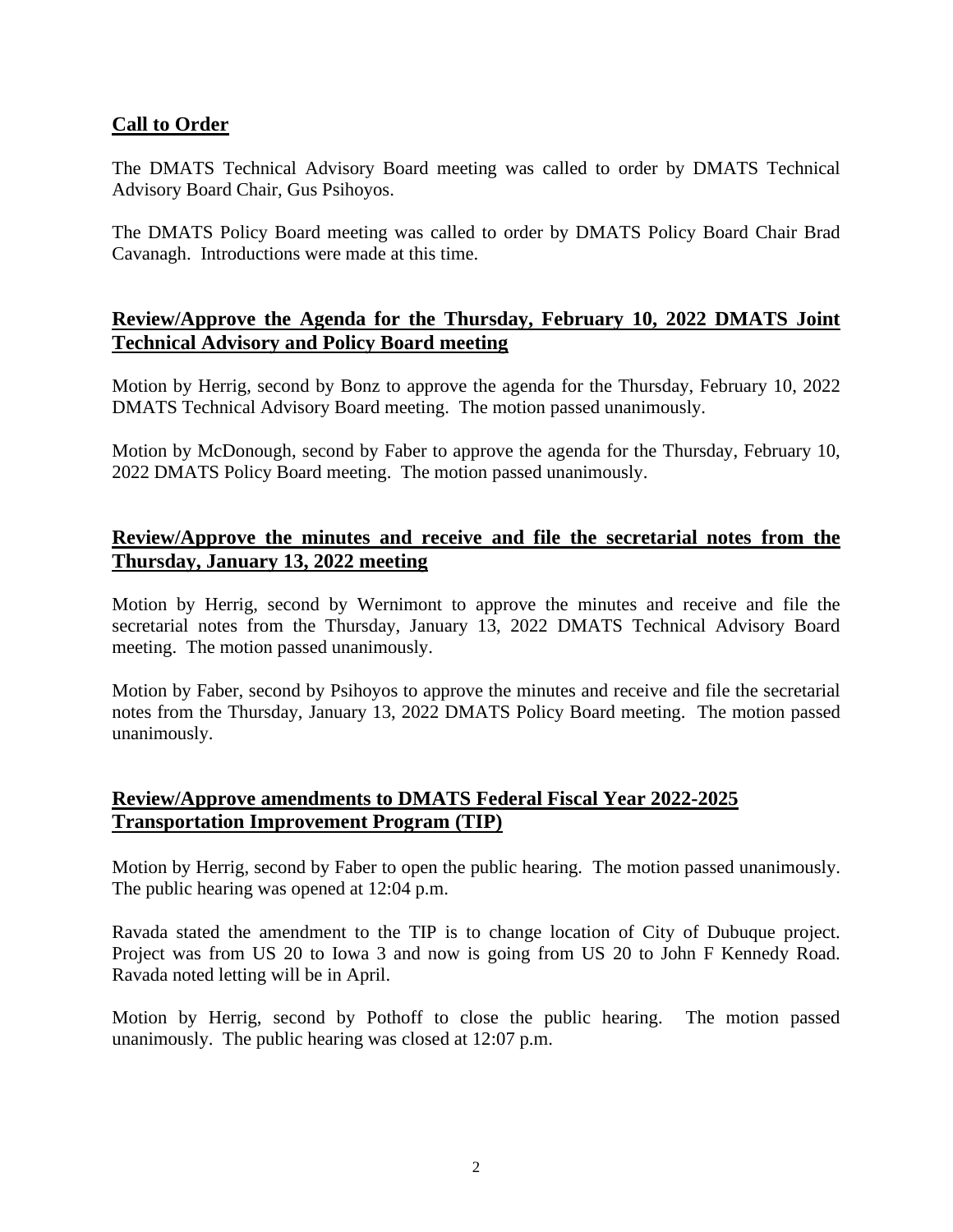## Call to Order

The DMATS Technical Advisory Board meeting was called to order by DMATS Technical Advisory Board Chair, Gus Psihoyos.

The DMATS Policy Board meeting was called to order by DMATS Policy Board Chair Brad Cavanagh. Introductions were made at this time.

## Review/Approve the Agenda for the Thursday, February 10, 2022 DMATS Joint Technical Advisory and Policy Board meeting

Motion by Herrig, second by Bonz to approve the agenda for the Thursday, February 10, 2022 DMATS Technical Advisory Board meeting. The motion passed unanimously.

Motion by McDonough, second by Faber to approve the agenda for the Thursday, February 10, 2022 DMATS Policy Board meeting. The motion passed unanimously.

## Review/Approve the minutes and receive and file the secretarial notes from the Thursday, January 13, 2022 meeting

Motion by Herrig, second by Wernimont to approve the minutes and receive and file the secretarial notes from the Thursday, January 13, 2022 DMATS Technical Advisory Board meeting. The motion passed unanimously.

Motion by Faber, second by Psihoyos to approve the minutes and receive and file the secretarial notes from the Thursday, January 13, 2022 DMATS Policy Board meeting. The motion passed unanimously.

## Review/Approve amendments to DMATS Federal Fiscal Year 2022-2025 Transportation Improvement Program (TIP)

Motion by Herrig, second by Faber to open the public hearing. The motion passed unanimously. The public hearing was opened at 12:04 p.m.

Ravada stated the amendment to the TIP is to change location of City of Dubuque project. Project was from US 20 to Iowa 3 and now is going from US 20 to John F Kennedy Road. Ravada noted letting will be in April.

Motion by Herrig, second by Pothoff to close the public hearing. The motion passed unanimously. The public hearing was closed at 12:07 p.m.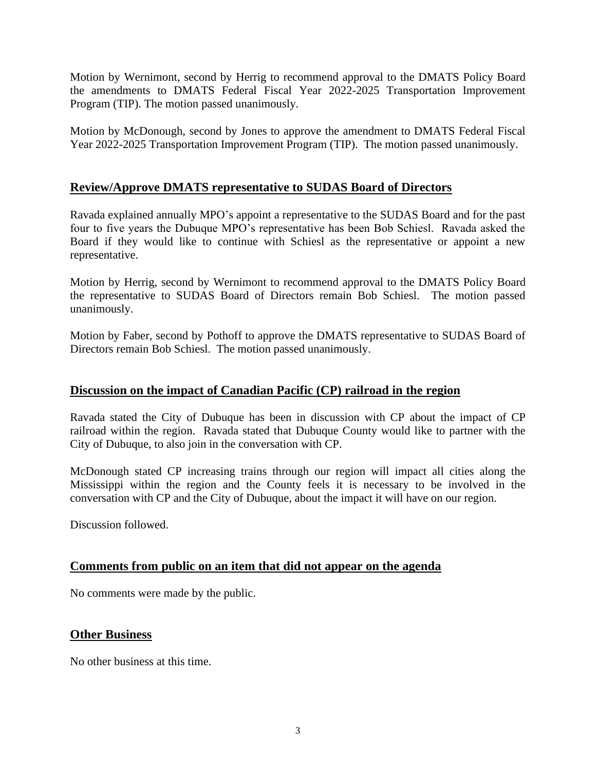Motion by Wernimont, second by Herrig to recommend approval to the DMATS Policy Board the amendments to DMATS Federal Fiscal Year 2022-2025 Transportation Improvement Program (TIP). The motion passed unanimously.

Motion by McDonough, second by Jones to approve the amendment to DMATS Federal Fiscal Year 2022-2025 Transportation Improvement Program (TIP). The motion passed unanimously.

## Review/Approve DMATS representative to SUDAS Board of Directors

Ravada explained annually MPO's appoint a representative to the SUDAS Board and for the past four to five years the Dubuque MPO's representative has been Bob Schiesl. Ravada asked the Board if they would like to continue with Schiesl as the representative or appoint a new representative.

Motion by Herrig, second by Wernimont to recommend approval to the DMATS Policy Board the representative to SUDAS Board of Directors remain Bob Schiesl. The motion passed unanimously.

Motion by Faber, second by Pothoff to approve the DMATS representative to SUDAS Board of Directors remain Bob Schiesl. The motion passed unanimously.

## Discussion on the impact of Canadian Pacific (CP) railroad in the region

Ravada stated the City of Dubuque has been in discussion with CP about the impact of CP railroad within the region. Ravada stated that Dubuque County would like to partner with the City of Dubuque, to also join in the conversation with CP.

McDonough stated CP increasing trains through our region will impact all cities along the Mississippi within the region and the County feels it is necessary to be involved in the conversation with CP and the City of Dubuque, about the impact it will have on our region.

Discussion followed.

## Comments from public on an item that did not appear on the agenda

No comments were made by the public.

## Other Business

No other business at this time.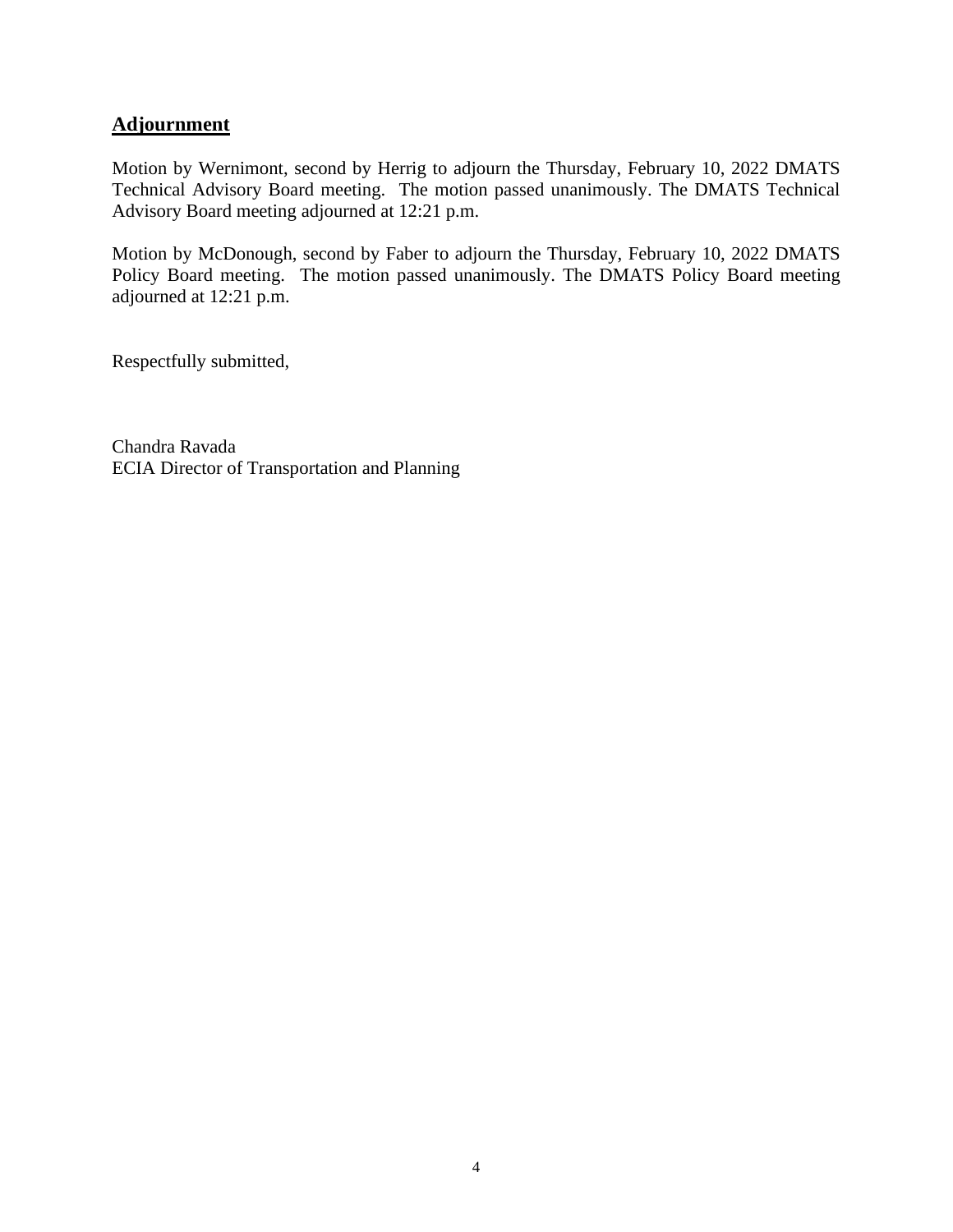## **Adjournment**

Motion by Wernimont, second by Herrig to adjourn the Thursday, February 10, 2022 DMATS Technical Advisory Board meeting. The motion passed unanimously. The DMATS Technical Advisory Board meeting adjourned at 12:21 p.m.

Motion by McDonough, second by Faber to adjourn the Thursday, February 10, 2022 DMATS Policy Board meeting. The motion passed unanimously. The DMATS Policy Board meeting adjourned at 12:21 p.m.

Respectfully submitted,

Chandra Ravada
ECIA Director of Transportation and Planning